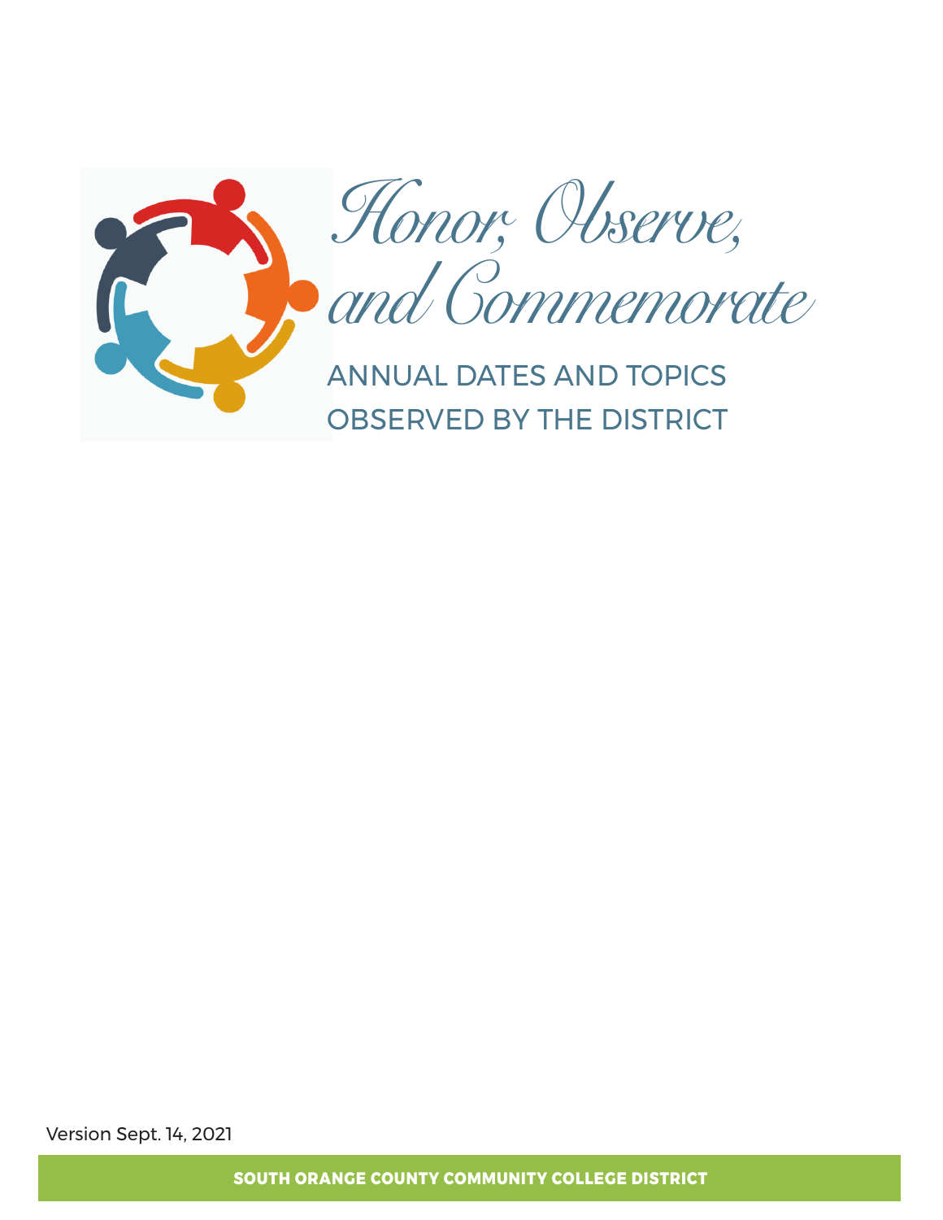# Honor, Observe, and Commemorate

## ANNUAL DATES AND TOPICS OBSERVED BY THE DISTRICT

Version Sept. 14, 2021

**SOUTH ORANGE COUNTY COMMUNITY COLLEGE DISTRICT**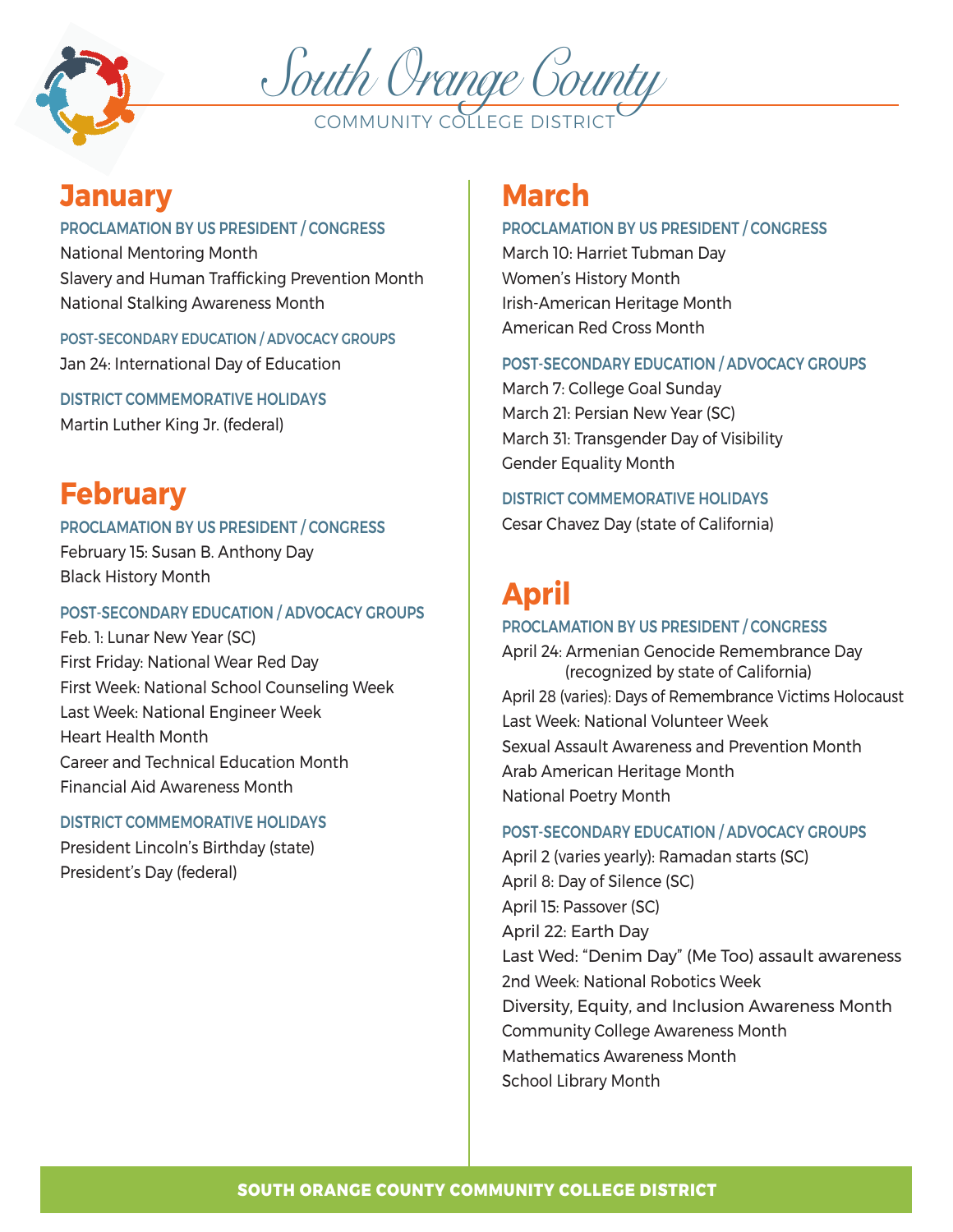# South Orange County

COMMUNITY COLLEGE DISTRICT

## January

### PROCLAMATION BY US PRESIDENT / CONGRESS

National Mentoring Month
Slavery and Human Trafficking Prevention Month
National Stalking Awareness Month

### POST-SECONDARY EDUCATION / ADVOCACY GROUPS

Jan 24: International Day of Education

### DISTRICT COMMEMORATIVE HOLIDAYS

Martin Luther King Jr. (federal)

## February

### PROCLAMATION BY US PRESIDENT / CONGRESS

February 15: Susan B. Anthony Day
Black History Month

### POST-SECONDARY EDUCATION / ADVOCACY GROUPS

Feb. 1: Lunar New Year (SC)
First Friday: National Wear Red Day
First Week: National School Counseling Week
Last Week: National Engineer Week
Heart Health Month
Career and Technical Education Month
Financial Aid Awareness Month

### DISTRICT COMMEMORATIVE HOLIDAYS

President Lincoln's Birthday (state)
President's Day (federal)

## March

### PROCLAMATION BY US PRESIDENT / CONGRESS

March 10: Harriet Tubman Day
Women's History Month
Irish-American Heritage Month
American Red Cross Month

### POST-SECONDARY EDUCATION / ADVOCACY GROUPS

March 7: College Goal Sunday
March 21: Persian New Year (SC)
March 31: Transgender Day of Visibility
Gender Equality Month

### DISTRICT COMMEMORATIVE HOLIDAYS

Cesar Chavez Day (state of California)

## April

### PROCLAMATION BY US PRESIDENT / CONGRESS

April 24: Armenian Genocide Remembrance Day (recognized by state of California)
April 28 (varies): Days of Remembrance Victims Holocaust
Last Week: National Volunteer Week
Sexual Assault Awareness and Prevention Month
Arab American Heritage Month
National Poetry Month

### POST-SECONDARY EDUCATION / ADVOCACY GROUPS

April 2 (varies yearly): Ramadan starts (SC)
April 8: Day of Silence (SC)
April 15: Passover (SC)
April 22: Earth Day
Last Wed: "Denim Day" (Me Too) assault awareness
2nd Week: National Robotics Week
Diversity, Equity, and Inclusion Awareness Month
Community College Awareness Month
Mathematics Awareness Month
School Library Month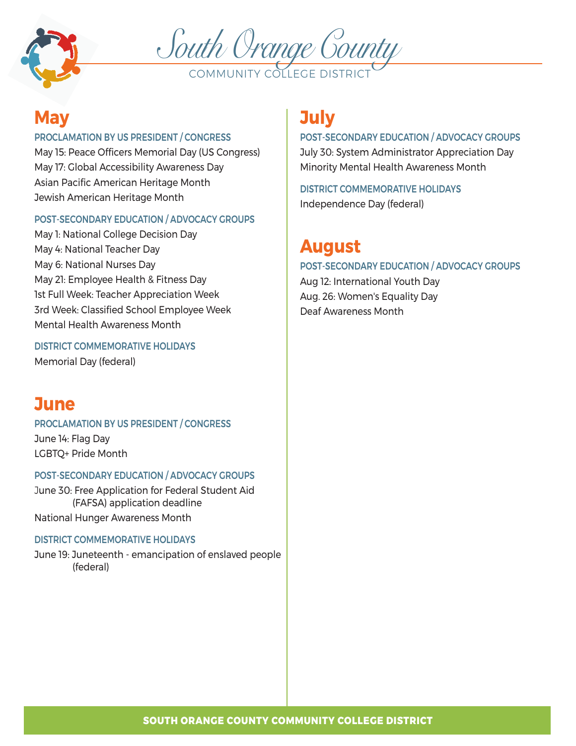# South Orange County
COMMUNITY COLLEGE DISTRICT

## May

### PROCLAMATION BY US PRESIDENT / CONGRESS

May 15: Peace Officers Memorial Day (US Congress)
May 17: Global Accessibility Awareness Day
Asian Pacific American Heritage Month
Jewish American Heritage Month

### POST-SECONDARY EDUCATION / ADVOCACY GROUPS

May 1: National College Decision Day
May 4: National Teacher Day
May 6: National Nurses Day
May 21: Employee Health & Fitness Day
1st Full Week: Teacher Appreciation Week
3rd Week: Classified School Employee Week
Mental Health Awareness Month

### DISTRICT COMMEMORATIVE HOLIDAYS

Memorial Day (federal)

## June

### PROCLAMATION BY US PRESIDENT / CONGRESS

June 14: Flag Day
LGBTQ+ Pride Month

### POST-SECONDARY EDUCATION / ADVOCACY GROUPS

June 30: Free Application for Federal Student Aid (FAFSA) application deadline
National Hunger Awareness Month

### DISTRICT COMMEMORATIVE HOLIDAYS

June 19: Juneteenth - emancipation of enslaved people (federal)

## July

### POST-SECONDARY EDUCATION / ADVOCACY GROUPS

July 30: System Administrator Appreciation Day
Minority Mental Health Awareness Month

### DISTRICT COMMEMORATIVE HOLIDAYS

Independence Day (federal)

## August

### POST-SECONDARY EDUCATION / ADVOCACY GROUPS

Aug 12: International Youth Day
Aug. 26: Women's Equality Day
Deaf Awareness Month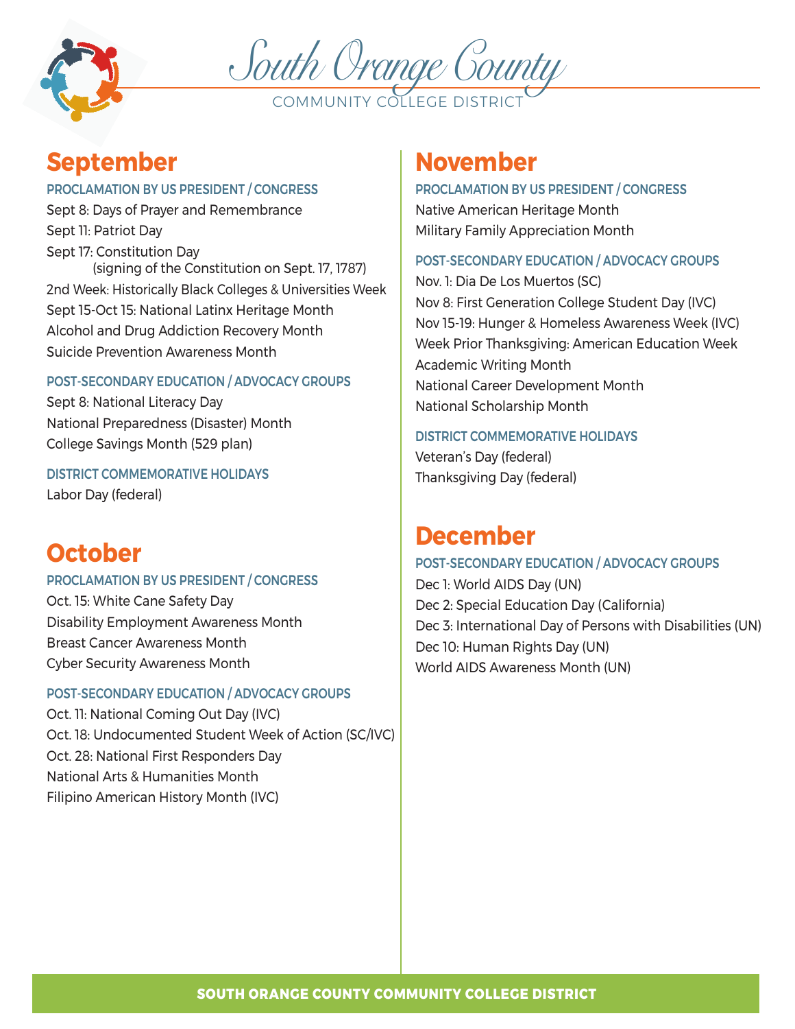# South Orange County

COMMUNITY COLLEGE DISTRICT

## September

### PROCLAMATION BY US PRESIDENT / CONGRESS

Sept 8: Days of Prayer and Remembrance
Sept 11: Patriot Day
Sept 17: Constitution Day
(signing of the Constitution on Sept. 17, 1787)
2nd Week: Historically Black Colleges & Universities Week
Sept 15-Oct 15: National Latinx Heritage Month
Alcohol and Drug Addiction Recovery Month
Suicide Prevention Awareness Month

### POST-SECONDARY EDUCATION / ADVOCACY GROUPS

Sept 8: National Literacy Day
National Preparedness (Disaster) Month
College Savings Month (529 plan)

### DISTRICT COMMEMORATIVE HOLIDAYS

Labor Day (federal)

## October

### PROCLAMATION BY US PRESIDENT / CONGRESS

Oct. 15: White Cane Safety Day
Disability Employment Awareness Month
Breast Cancer Awareness Month
Cyber Security Awareness Month

### POST-SECONDARY EDUCATION / ADVOCACY GROUPS

Oct. 11: National Coming Out Day (IVC)
Oct. 18: Undocumented Student Week of Action (SC/IVC)
Oct. 28: National First Responders Day
National Arts & Humanities Month
Filipino American History Month (IVC)

## November

### PROCLAMATION BY US PRESIDENT / CONGRESS

Native American Heritage Month
Military Family Appreciation Month

### POST-SECONDARY EDUCATION / ADVOCACY GROUPS

Nov. 1: Dia De Los Muertos (SC)
Nov 8: First Generation College Student Day (IVC)
Nov 15-19: Hunger & Homeless Awareness Week (IVC)
Week Prior Thanksgiving: American Education Week
Academic Writing Month
National Career Development Month
National Scholarship Month

### DISTRICT COMMEMORATIVE HOLIDAYS

Veteran's Day (federal)
Thanksgiving Day (federal)

## December

### POST-SECONDARY EDUCATION / ADVOCACY GROUPS

Dec 1: World AIDS Day (UN)
Dec 2: Special Education Day (California)
Dec 3: International Day of Persons with Disabilities (UN)
Dec 10: Human Rights Day (UN)
World AIDS Awareness Month (UN)

SOUTH ORANGE COUNTY COMMUNITY COLLEGE DISTRICT